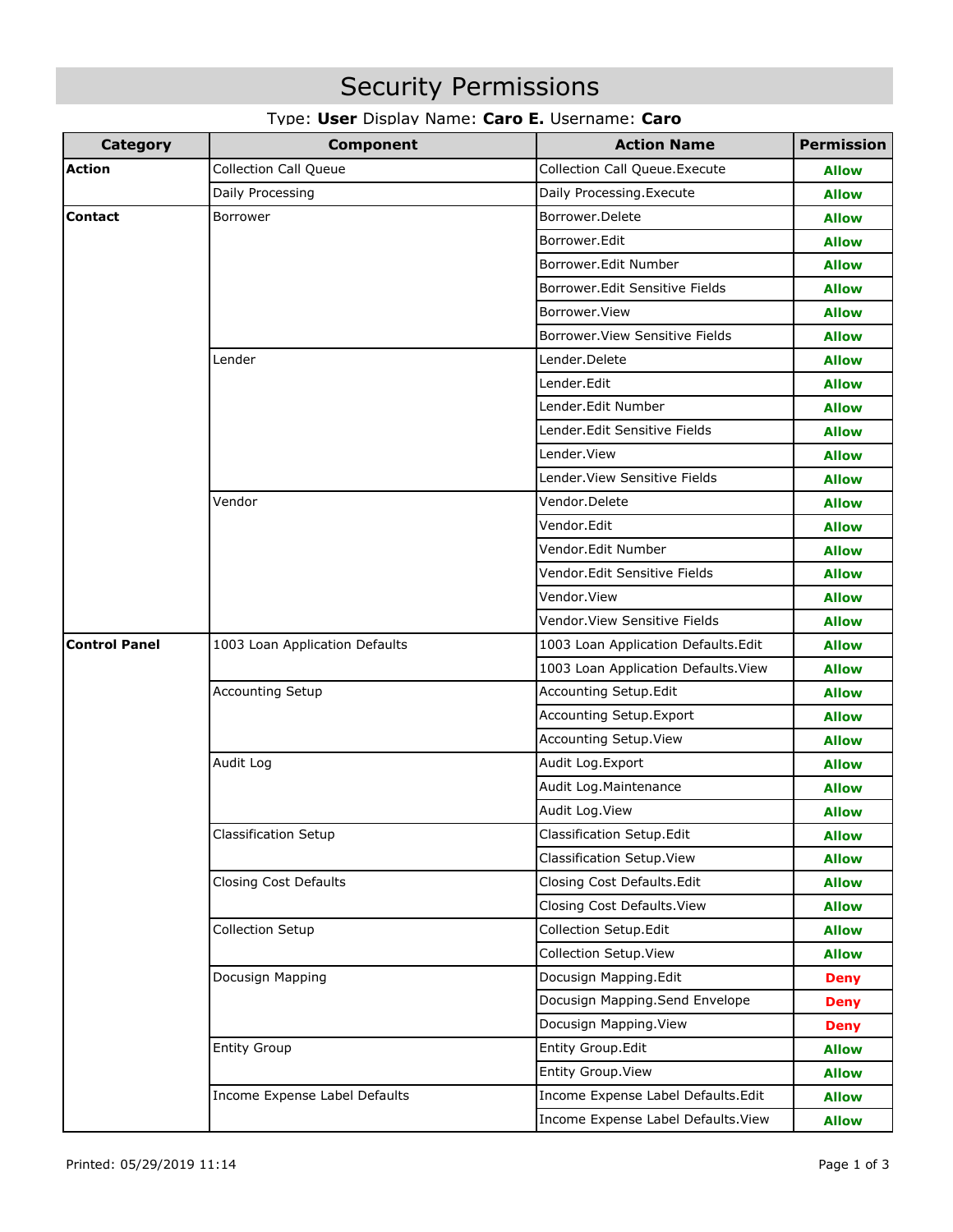# Security Permissions

Type: **User** Display Name: **Caro E.** Username: **Caro**

| Category | Component | Action Name | Permission |
|---|---|---|---|
| **Action** | Collection Call Queue | Collection Call Queue.Execute | **Allow** |
| | Daily Processing | Daily Processing.Execute | **Allow** |
| **Contact** | Borrower | Borrower.Delete | **Allow** |
| | | Borrower.Edit | **Allow** |
| | | Borrower.Edit Number | **Allow** |
| | | Borrower.Edit Sensitive Fields | **Allow** |
| | | Borrower.View | **Allow** |
| | | Borrower.View Sensitive Fields | **Allow** |
| | Lender | Lender.Delete | **Allow** |
| | | Lender.Edit | **Allow** |
| | | Lender.Edit Number | **Allow** |
| | | Lender.Edit Sensitive Fields | **Allow** |
| | | Lender.View | **Allow** |
| | | Lender.View Sensitive Fields | **Allow** |
| | Vendor | Vendor.Delete | **Allow** |
| | | Vendor.Edit | **Allow** |
| | | Vendor.Edit Number | **Allow** |
| | | Vendor.Edit Sensitive Fields | **Allow** |
| | | Vendor.View | **Allow** |
| | | Vendor.View Sensitive Fields | **Allow** |
| **Control Panel** | 1003 Loan Application Defaults | 1003 Loan Application Defaults.Edit | **Allow** |
| | | 1003 Loan Application Defaults.View | **Allow** |
| | Accounting Setup | Accounting Setup.Edit | **Allow** |
| | | Accounting Setup.Export | **Allow** |
| | | Accounting Setup.View | **Allow** |
| | Audit Log | Audit Log.Export | **Allow** |
| | | Audit Log.Maintenance | **Allow** |
| | | Audit Log.View | **Allow** |
| | Classification Setup | Classification Setup.Edit | **Allow** |
| | | Classification Setup.View | **Allow** |
| | Closing Cost Defaults | Closing Cost Defaults.Edit | **Allow** |
| | | Closing Cost Defaults.View | **Allow** |
| | Collection Setup | Collection Setup.Edit | **Allow** |
| | | Collection Setup.View | **Allow** |
| | Docusign Mapping | Docusign Mapping.Edit | **Deny** |
| | | Docusign Mapping.Send Envelope | **Deny** |
| | | Docusign Mapping.View | **Deny** |
| | Entity Group | Entity Group.Edit | **Allow** |
| | | Entity Group.View | **Allow** |
| | Income Expense Label Defaults | Income Expense Label Defaults.Edit | **Allow** |
| | | Income Expense Label Defaults.View | **Allow** |

Printed: 05/29/2019 11:14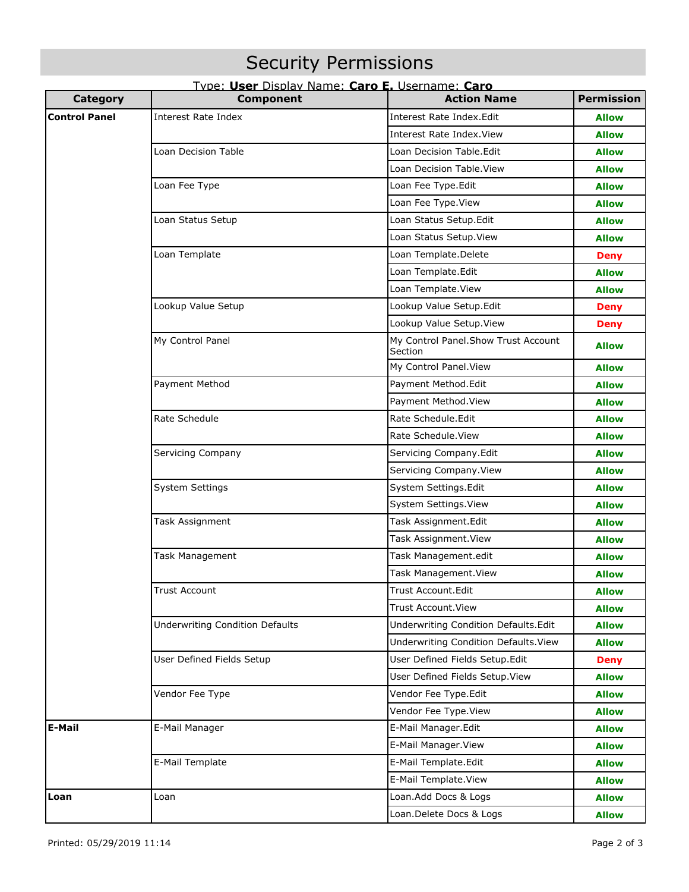# Security Permissions

Type: **User** Display Name: **Caro E.** Username: **Caro**

| Category | Component | Action Name | Permission |
|---|---|---|---|
| **Control Panel** | Interest Rate Index | Interest Rate Index.Edit | **Allow** |
| | | Interest Rate Index.View | **Allow** |
| | Loan Decision Table | Loan Decision Table.Edit | **Allow** |
| | | Loan Decision Table.View | **Allow** |
| | Loan Fee Type | Loan Fee Type.Edit | **Allow** |
| | | Loan Fee Type.View | **Allow** |
| | Loan Status Setup | Loan Status Setup.Edit | **Allow** |
| | | Loan Status Setup.View | **Allow** |
| | Loan Template | Loan Template.Delete | **Deny** |
| | | Loan Template.Edit | **Allow** |
| | | Loan Template.View | **Allow** |
| | Lookup Value Setup | Lookup Value Setup.Edit | **Deny** |
| | | Lookup Value Setup.View | **Deny** |
| | My Control Panel | My Control Panel.Show Trust Account Section | **Allow** |
| | | My Control Panel.View | **Allow** |
| | Payment Method | Payment Method.Edit | **Allow** |
| | | Payment Method.View | **Allow** |
| | Rate Schedule | Rate Schedule.Edit | **Allow** |
| | | Rate Schedule.View | **Allow** |
| | Servicing Company | Servicing Company.Edit | **Allow** |
| | | Servicing Company.View | **Allow** |
| | System Settings | System Settings.Edit | **Allow** |
| | | System Settings.View | **Allow** |
| | Task Assignment | Task Assignment.Edit | **Allow** |
| | | Task Assignment.View | **Allow** |
| | Task Management | Task Management.edit | **Allow** |
| | | Task Management.View | **Allow** |
| | Trust Account | Trust Account.Edit | **Allow** |
| | | Trust Account.View | **Allow** |
| | Underwriting Condition Defaults | Underwriting Condition Defaults.Edit | **Allow** |
| | | Underwriting Condition Defaults.View | **Allow** |
| | User Defined Fields Setup | User Defined Fields Setup.Edit | **Deny** |
| | | User Defined Fields Setup.View | **Allow** |
| | Vendor Fee Type | Vendor Fee Type.Edit | **Allow** |
| | | Vendor Fee Type.View | **Allow** |
| **E-Mail** | E-Mail Manager | E-Mail Manager.Edit | **Allow** |
| | | E-Mail Manager.View | **Allow** |
| | E-Mail Template | E-Mail Template.Edit | **Allow** |
| | | E-Mail Template.View | **Allow** |
| **Loan** | Loan | Loan.Add Docs & Logs | **Allow** |
| | | Loan.Delete Docs & Logs | **Allow** |

Printed: 05/29/2019 11:14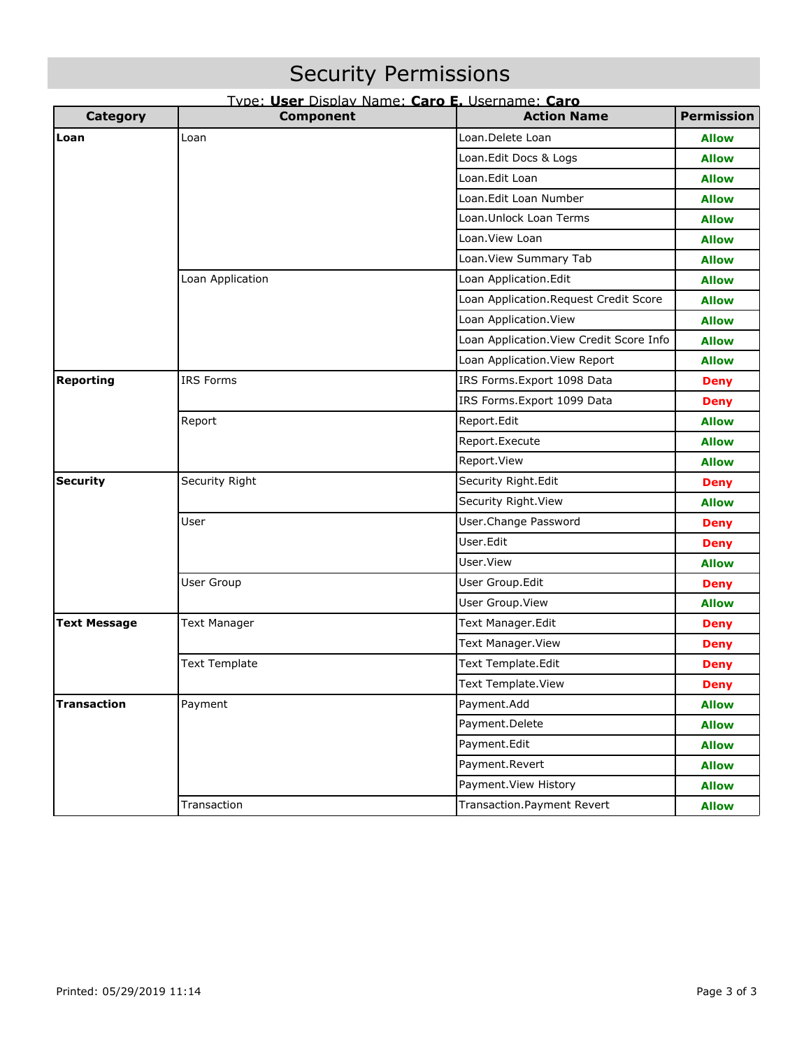# Security Permissions

Type: **User** Display Name: **Caro E.** Username: **Caro**

| Category | Component | Action Name | Permission |
| --- | --- | --- | --- |
| **Loan** | Loan | Loan.Delete Loan | **Allow** |
| | | Loan.Edit Docs & Logs | **Allow** |
| | | Loan.Edit Loan | **Allow** |
| | | Loan.Edit Loan Number | **Allow** |
| | | Loan.Unlock Loan Terms | **Allow** |
| | | Loan.View Loan | **Allow** |
| | | Loan.View Summary Tab | **Allow** |
| | Loan Application | Loan Application.Edit | **Allow** |
| | | Loan Application.Request Credit Score | **Allow** |
| | | Loan Application.View | **Allow** |
| | | Loan Application.View Credit Score Info | **Allow** |
| | | Loan Application.View Report | **Allow** |
| **Reporting** | IRS Forms | IRS Forms.Export 1098 Data | **Deny** |
| | | IRS Forms.Export 1099 Data | **Deny** |
| | Report | Report.Edit | **Allow** |
| | | Report.Execute | **Allow** |
| | | Report.View | **Allow** |
| **Security** | Security Right | Security Right.Edit | **Deny** |
| | | Security Right.View | **Allow** |
| | User | User.Change Password | **Deny** |
| | | User.Edit | **Deny** |
| | | User.View | **Allow** |
| | User Group | User Group.Edit | **Deny** |
| | | User Group.View | **Allow** |
| **Text Message** | Text Manager | Text Manager.Edit | **Deny** |
| | | Text Manager.View | **Deny** |
| | Text Template | Text Template.Edit | **Deny** |
| | | Text Template.View | **Deny** |
| **Transaction** | Payment | Payment.Add | **Allow** |
| | | Payment.Delete | **Allow** |
| | | Payment.Edit | **Allow** |
| | | Payment.Revert | **Allow** |
| | | Payment.View History | **Allow** |
| | Transaction | Transaction.Payment Revert | **Allow** |

Printed: 05/29/2019 11:14